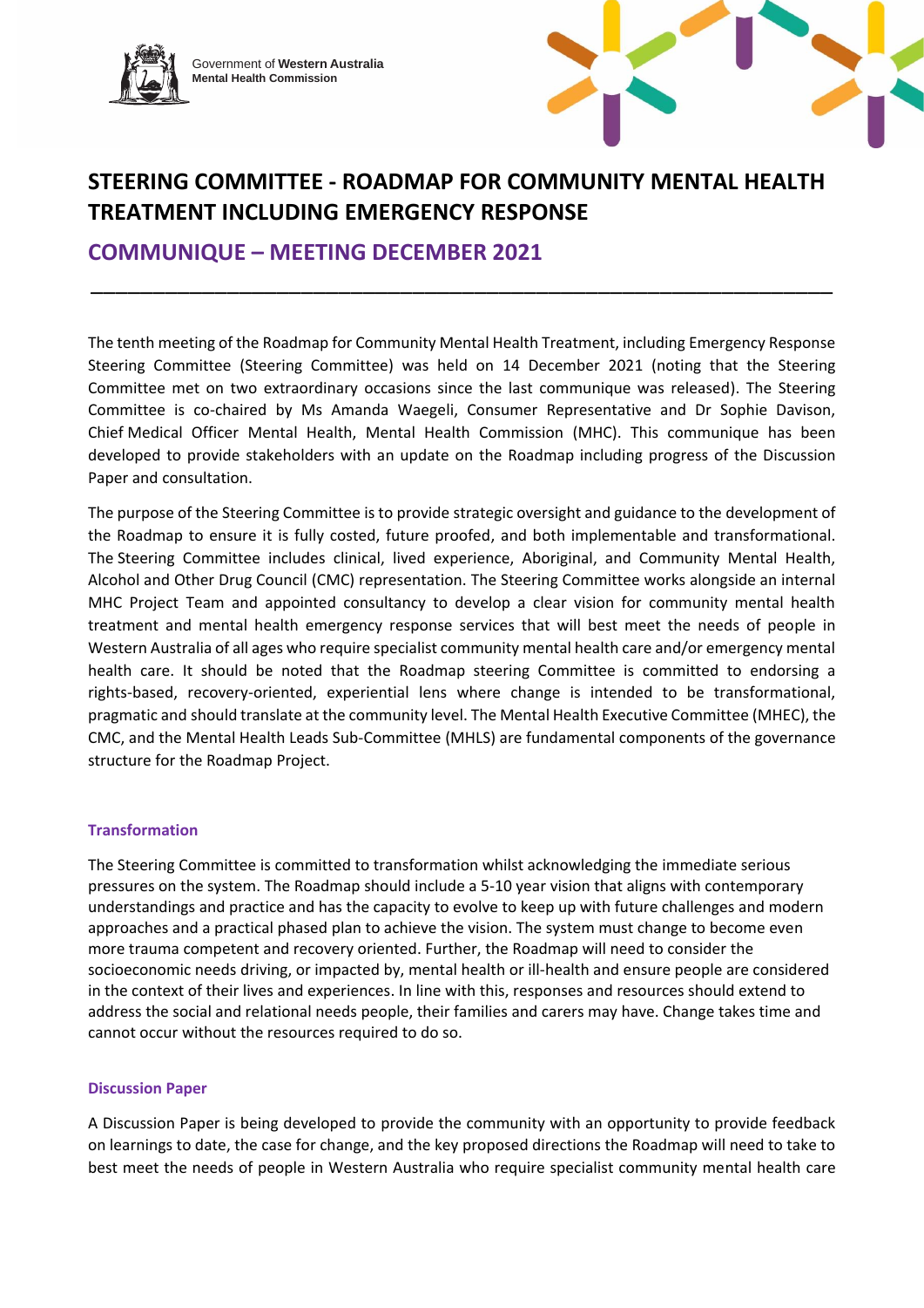Government of **Western Australia**
**Mental Health Commission**

# STEERING COMMITTEE - ROADMAP FOR COMMUNITY MENTAL HEALTH TREATMENT INCLUDING EMERGENCY RESPONSE

## COMMUNIQUE – MEETING DECEMBER 2021

---

The tenth meeting of the Roadmap for Community Mental Health Treatment, including Emergency Response Steering Committee (Steering Committee) was held on 14 December 2021 (noting that the Steering Committee met on two extraordinary occasions since the last communique was released). The Steering Committee is co-chaired by Ms Amanda Waegeli, Consumer Representative and Dr Sophie Davison, Chief Medical Officer Mental Health, Mental Health Commission (MHC). This communique has been developed to provide stakeholders with an update on the Roadmap including progress of the Discussion Paper and consultation.

The purpose of the Steering Committee is to provide strategic oversight and guidance to the development of the Roadmap to ensure it is fully costed, future proofed, and both implementable and transformational. The Steering Committee includes clinical, lived experience, Aboriginal, and Community Mental Health, Alcohol and Other Drug Council (CMC) representation. The Steering Committee works alongside an internal MHC Project Team and appointed consultancy to develop a clear vision for community mental health treatment and mental health emergency response services that will best meet the needs of people in Western Australia of all ages who require specialist community mental health care and/or emergency mental health care. It should be noted that the Roadmap steering Committee is committed to endorsing a rights-based, recovery-oriented, experiential lens where change is intended to be transformational, pragmatic and should translate at the community level. The Mental Health Executive Committee (MHEC), the CMC, and the Mental Health Leads Sub-Committee (MHLS) are fundamental components of the governance structure for the Roadmap Project.

### Transformation

The Steering Committee is committed to transformation whilst acknowledging the immediate serious pressures on the system. The Roadmap should include a 5-10 year vision that aligns with contemporary understandings and practice and has the capacity to evolve to keep up with future challenges and modern approaches and a practical phased plan to achieve the vision. The system must change to become even more trauma competent and recovery oriented. Further, the Roadmap will need to consider the socioeconomic needs driving, or impacted by, mental health or ill-health and ensure people are considered in the context of their lives and experiences. In line with this, responses and resources should extend to address the social and relational needs people, their families and carers may have. Change takes time and cannot occur without the resources required to do so.

### Discussion Paper

A Discussion Paper is being developed to provide the community with an opportunity to provide feedback on learnings to date, the case for change, and the key proposed directions the Roadmap will need to take to best meet the needs of people in Western Australia who require specialist community mental health care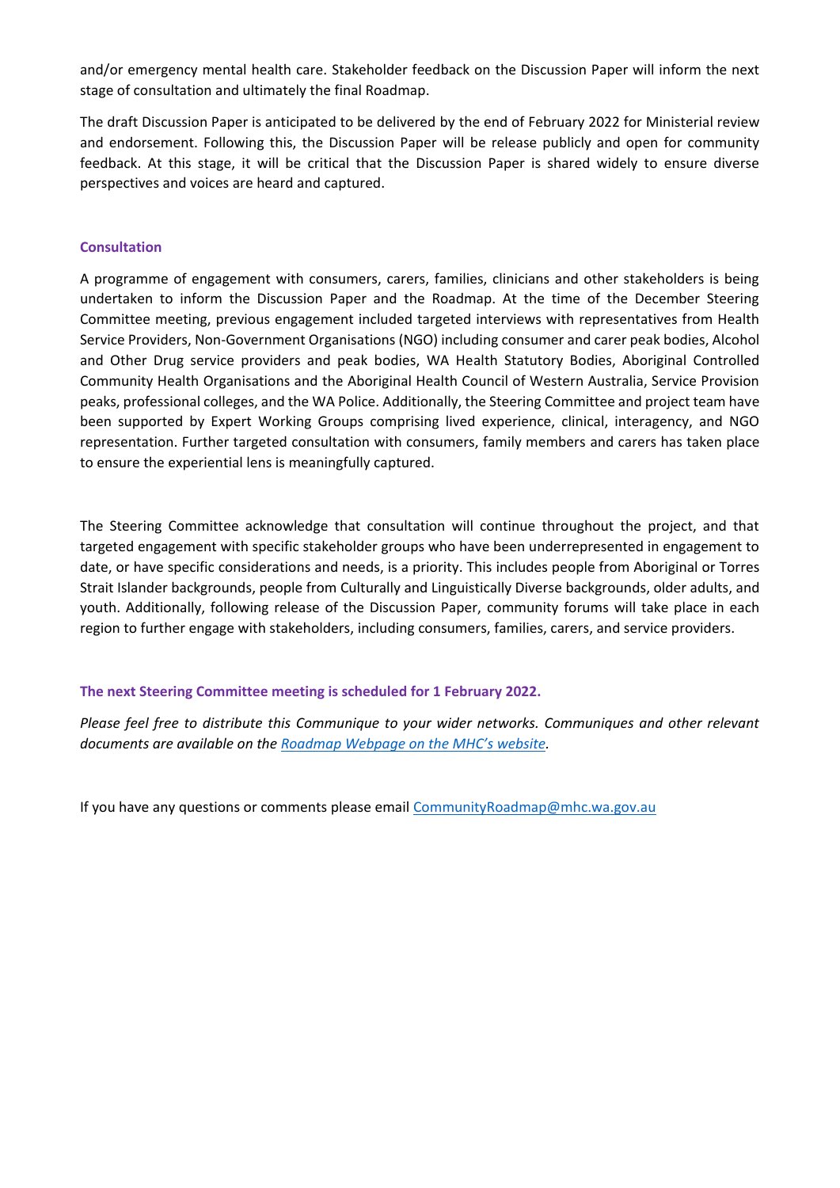and/or emergency mental health care. Stakeholder feedback on the Discussion Paper will inform the next stage of consultation and ultimately the final Roadmap.

The draft Discussion Paper is anticipated to be delivered by the end of February 2022 for Ministerial review and endorsement. Following this, the Discussion Paper will be release publicly and open for community feedback. At this stage, it will be critical that the Discussion Paper is shared widely to ensure diverse perspectives and voices are heard and captured.

## Consultation

A programme of engagement with consumers, carers, families, clinicians and other stakeholders is being undertaken to inform the Discussion Paper and the Roadmap. At the time of the December Steering Committee meeting, previous engagement included targeted interviews with representatives from Health Service Providers, Non-Government Organisations (NGO) including consumer and carer peak bodies, Alcohol and Other Drug service providers and peak bodies, WA Health Statutory Bodies, Aboriginal Controlled Community Health Organisations and the Aboriginal Health Council of Western Australia, Service Provision peaks, professional colleges, and the WA Police. Additionally, the Steering Committee and project team have been supported by Expert Working Groups comprising lived experience, clinical, interagency, and NGO representation. Further targeted consultation with consumers, family members and carers has taken place to ensure the experiential lens is meaningfully captured.

The Steering Committee acknowledge that consultation will continue throughout the project, and that targeted engagement with specific stakeholder groups who have been underrepresented in engagement to date, or have specific considerations and needs, is a priority. This includes people from Aboriginal or Torres Strait Islander backgrounds, people from Culturally and Linguistically Diverse backgrounds, older adults, and youth. Additionally, following release of the Discussion Paper, community forums will take place in each region to further engage with stakeholders, including consumers, families, carers, and service providers.

**The next Steering Committee meeting is scheduled for 1 February 2022.**

*Please feel free to distribute this Communique to your wider networks. Communiques and other relevant documents are available on the [Roadmap Webpage on the MHC's website](#).*

If you have any questions or comments please email CommunityRoadmap@mhc.wa.gov.au